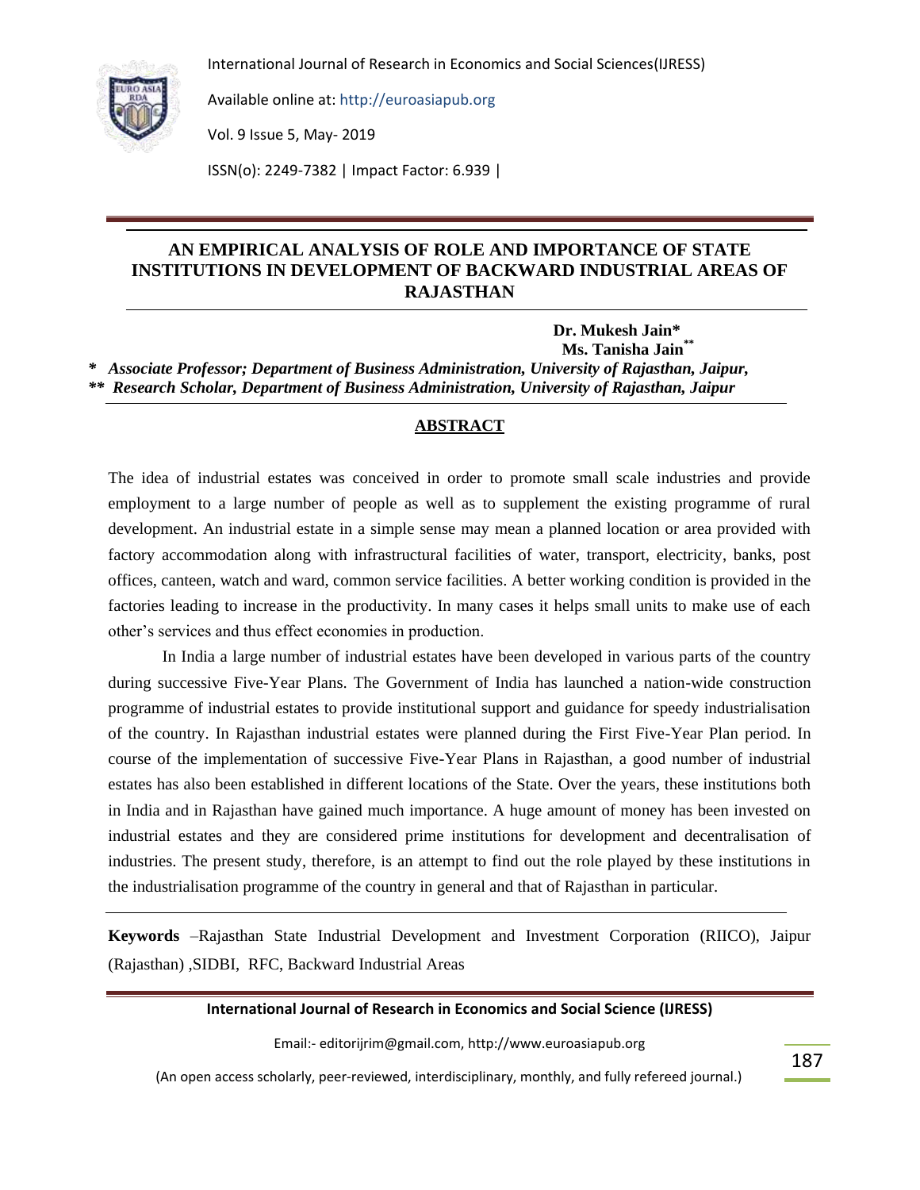# AN EMPIRICAL ANALYSIS OF ROLE AND IMPORTANCE OF STATE INSTITUTIONS IN DEVELOPMENT OF BACKWARD INDUSTRIAL AREAS OF RAJASTHAN

**Dr. Mukesh Jain***
**Ms. Tanisha Jain****

*** *Associate Professor; Department of Business Administration, University of Rajasthan, Jaipur,***
**** *Research Scholar, Department of Business Administration, University of Rajasthan, Jaipur***

## ABSTRACT

The idea of industrial estates was conceived in order to promote small scale industries and provide employment to a large number of people as well as to supplement the existing programme of rural development. An industrial estate in a simple sense may mean a planned location or area provided with factory accommodation along with infrastructural facilities of water, transport, electricity, banks, post offices, canteen, watch and ward, common service facilities. A better working condition is provided in the factories leading to increase in the productivity. In many cases it helps small units to make use of each other's services and thus effect economies in production.

In India a large number of industrial estates have been developed in various parts of the country during successive Five-Year Plans. The Government of India has launched a nation-wide construction programme of industrial estates to provide institutional support and guidance for speedy industrialisation of the country. In Rajasthan industrial estates were planned during the First Five-Year Plan period. In course of the implementation of successive Five-Year Plans in Rajasthan, a good number of industrial estates has also been established in different locations of the State. Over the years, these institutions both in India and in Rajasthan have gained much importance. A huge amount of money has been invested on industrial estates and they are considered prime institutions for development and decentralisation of industries. The present study, therefore, is an attempt to find out the role played by these institutions in the industrialisation programme of the country in general and that of Rajasthan in particular.

**Keywords** –Rajasthan State Industrial Development and Investment Corporation (RIICO), Jaipur (Rajasthan) ,SIDBI, RFC, Backward Industrial Areas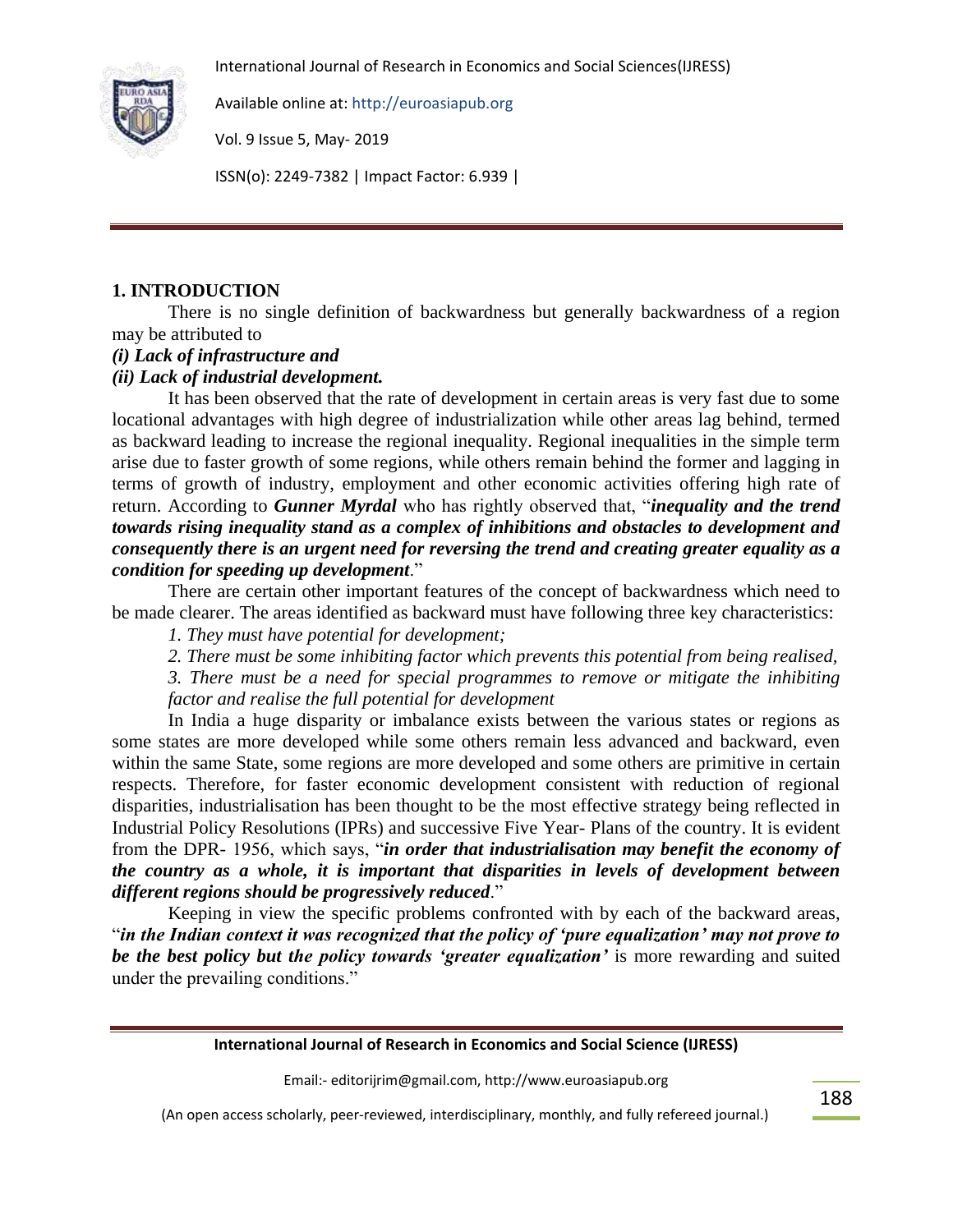## 1. INTRODUCTION

There is no single definition of backwardness but generally backwardness of a region may be attributed to

***(i) Lack of infrastructure and***

***(ii) Lack of industrial development.***

It has been observed that the rate of development in certain areas is very fast due to some locational advantages with high degree of industrialization while other areas lag behind, termed as backward leading to increase the regional inequality. Regional inequalities in the simple term arise due to faster growth of some regions, while others remain behind the former and lagging in terms of growth of industry, employment and other economic activities offering high rate of return. According to ***Gunner Myrdal*** who has rightly observed that, "***inequality and the trend towards rising inequality stand as a complex of inhibitions and obstacles to development and consequently there is an urgent need for reversing the trend and creating greater equality as a condition for speeding up development***."

There are certain other important features of the concept of backwardness which need to be made clearer. The areas identified as backward must have following three key characteristics:

*1. They must have potential for development;*

*2. There must be some inhibiting factor which prevents this potential from being realised,*

*3. There must be a need for special programmes to remove or mitigate the inhibiting factor and realise the full potential for development*

In India a huge disparity or imbalance exists between the various states or regions as some states are more developed while some others remain less advanced and backward, even within the same State, some regions are more developed and some others are primitive in certain respects. Therefore, for faster economic development consistent with reduction of regional disparities, industrialisation has been thought to be the most effective strategy being reflected in Industrial Policy Resolutions (IPRs) and successive Five Year- Plans of the country. It is evident from the DPR- 1956, which says, "***in order that industrialisation may benefit the economy of the country as a whole, it is important that disparities in levels of development between different regions should be progressively reduced***."

Keeping in view the specific problems confronted with by each of the backward areas, "***in the Indian context it was recognized that the policy of 'pure equalization' may not prove to be the best policy but the policy towards 'greater equalization'*** is more rewarding and suited under the prevailing conditions."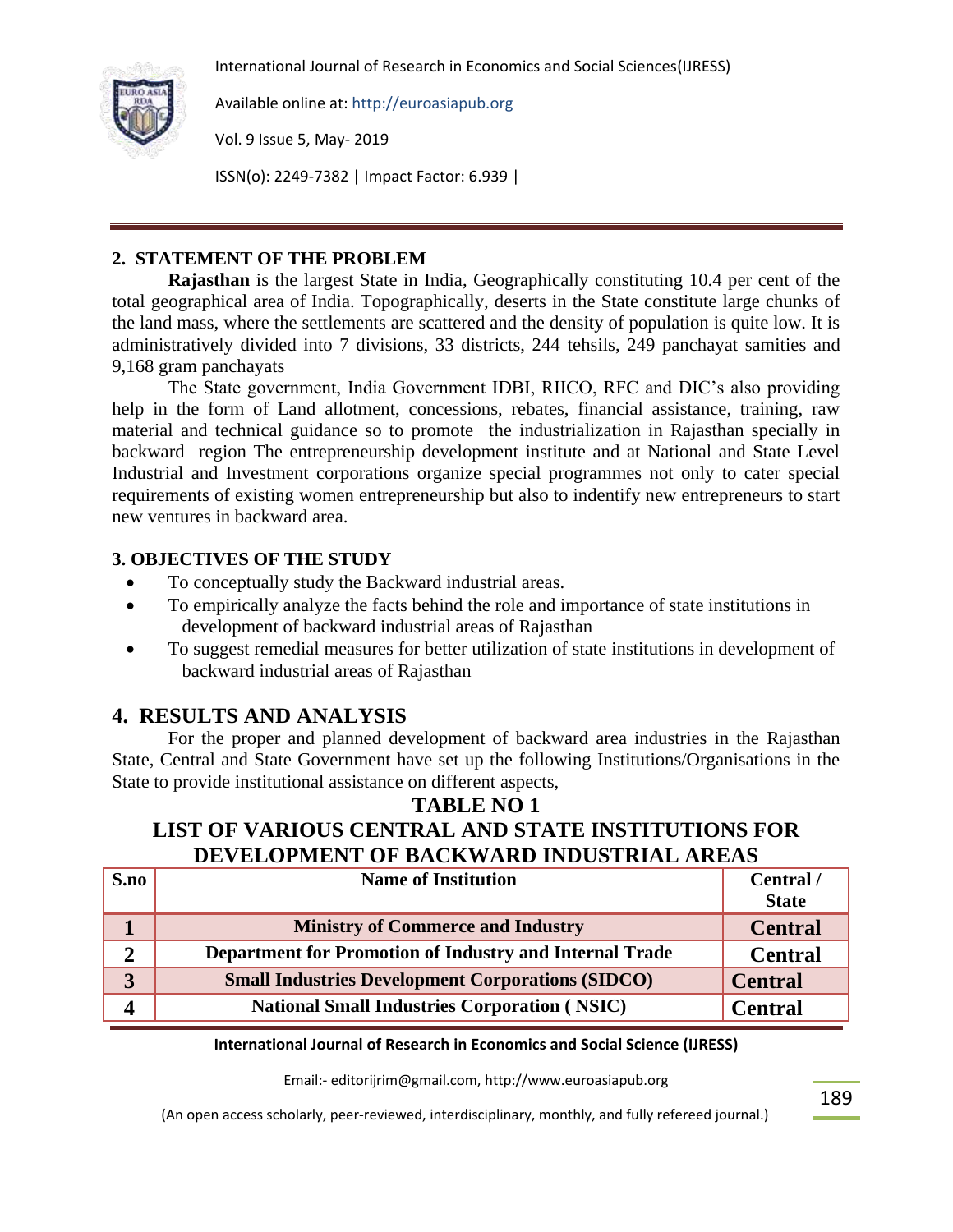## 2. STATEMENT OF THE PROBLEM

**Rajasthan** is the largest State in India, Geographically constituting 10.4 per cent of the total geographical area of India. Topographically, deserts in the State constitute large chunks of the land mass, where the settlements are scattered and the density of population is quite low. It is administratively divided into 7 divisions, 33 districts, 244 tehsils, 249 panchayat samities and 9,168 gram panchayats

The State government, India Government IDBI, RIICO, RFC and DIC's also providing help in the form of Land allotment, concessions, rebates, financial assistance, training, raw material and technical guidance so to promote the industrialization in Rajasthan specially in backward region The entrepreneurship development institute and at National and State Level Industrial and Investment corporations organize special programmes not only to cater special requirements of existing women entrepreneurship but also to indentify new entrepreneurs to start new ventures in backward area.

## 3. OBJECTIVES OF THE STUDY

- To conceptually study the Backward industrial areas.
- To empirically analyze the facts behind the role and importance of state institutions in development of backward industrial areas of Rajasthan
- To suggest remedial measures for better utilization of state institutions in development of backward industrial areas of Rajasthan

## 4. RESULTS AND ANALYSIS

For the proper and planned development of backward area industries in the Rajasthan State, Central and State Government have set up the following Institutions/Organisations in the State to provide institutional assistance on different aspects,

**TABLE NO 1**

**LIST OF VARIOUS CENTRAL AND STATE INSTITUTIONS FOR DEVELOPMENT OF BACKWARD INDUSTRIAL AREAS**

| S.no | Name of Institution | Central / State |
|---|---|---|
| 1 | Ministry of Commerce and Industry | Central |
| 2 | Department for Promotion of Industry and Internal Trade | Central |
| 3 | Small Industries Development Corporations (SIDCO) | Central |
| 4 | National Small Industries Corporation ( NSIC) | Central |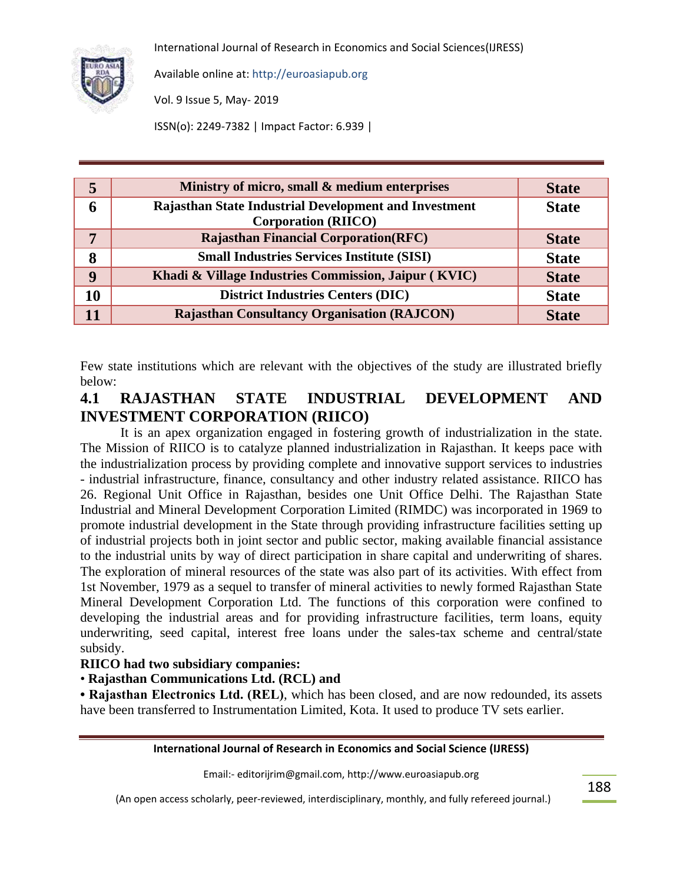| 5 | Ministry of micro, small & medium enterprises | State |
|---|---|---|
| 6 | Rajasthan State Industrial Development and Investment Corporation (RIICO) | State |
| 7 | Rajasthan Financial Corporation(RFC) | State |
| 8 | Small Industries Services Institute (SISI) | State |
| 9 | Khadi & Village Industries Commission, Jaipur ( KVIC) | State |
| 10 | District Industries Centers (DIC) | State |
| 11 | Rajasthan Consultancy Organisation (RAJCON) | State |

Few state institutions which are relevant with the objectives of the study are illustrated briefly below:

## 4.1 RAJASTHAN STATE INDUSTRIAL DEVELOPMENT AND INVESTMENT CORPORATION (RIICO)

It is an apex organization engaged in fostering growth of industrialization in the state. The Mission of RIICO is to catalyze planned industrialization in Rajasthan. It keeps pace with the industrialization process by providing complete and innovative support services to industries - industrial infrastructure, finance, consultancy and other industry related assistance. RIICO has 26. Regional Unit Office in Rajasthan, besides one Unit Office Delhi. The Rajasthan State Industrial and Mineral Development Corporation Limited (RIMDC) was incorporated in 1969 to promote industrial development in the State through providing infrastructure facilities setting up of industrial projects both in joint sector and public sector, making available financial assistance to the industrial units by way of direct participation in share capital and underwriting of shares. The exploration of mineral resources of the state was also part of its activities. With effect from 1st November, 1979 as a sequel to transfer of mineral activities to newly formed Rajasthan State Mineral Development Corporation Ltd. The functions of this corporation were confined to developing the industrial areas and for providing infrastructure facilities, term loans, equity underwriting, seed capital, interest free loans under the sales-tax scheme and central/state subsidy.

**RIICO had two subsidiary companies:**

- **Rajasthan Communications Ltd. (RCL) and**
- **Rajasthan Electronics Ltd. (REL)**, which has been closed, and are now redounded, its assets have been transferred to Instrumentation Limited, Kota. It used to produce TV sets earlier.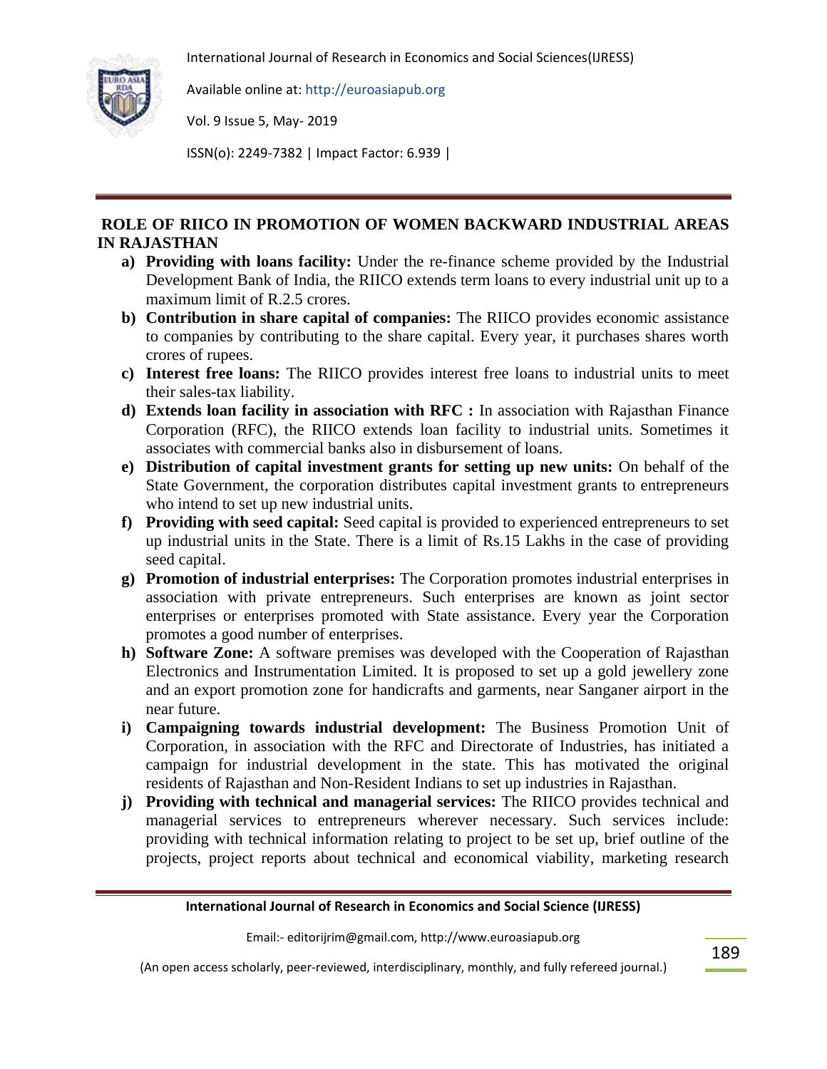## ROLE OF RIICO IN PROMOTION OF WOMEN BACKWARD INDUSTRIAL AREAS IN RAJASTHAN

a) **Providing with loans facility:** Under the re-finance scheme provided by the Industrial Development Bank of India, the RIICO extends term loans to every industrial unit up to a maximum limit of R.2.5 crores.

b) **Contribution in share capital of companies:** The RIICO provides economic assistance to companies by contributing to the share capital. Every year, it purchases shares worth crores of rupees.

c) **Interest free loans:** The RIICO provides interest free loans to industrial units to meet their sales-tax liability.

d) **Extends loan facility in association with RFC :** In association with Rajasthan Finance Corporation (RFC), the RIICO extends loan facility to industrial units. Sometimes it associates with commercial banks also in disbursement of loans.

e) **Distribution of capital investment grants for setting up new units:** On behalf of the State Government, the corporation distributes capital investment grants to entrepreneurs who intend to set up new industrial units.

f) **Providing with seed capital:** Seed capital is provided to experienced entrepreneurs to set up industrial units in the State. There is a limit of Rs.15 Lakhs in the case of providing seed capital.

g) **Promotion of industrial enterprises:** The Corporation promotes industrial enterprises in association with private entrepreneurs. Such enterprises are known as joint sector enterprises or enterprises promoted with State assistance. Every year the Corporation promotes a good number of enterprises.

h) **Software Zone:** A software premises was developed with the Cooperation of Rajasthan Electronics and Instrumentation Limited. It is proposed to set up a gold jewellery zone and an export promotion zone for handicrafts and garments, near Sanganer airport in the near future.

i) **Campaigning towards industrial development:** The Business Promotion Unit of Corporation, in association with the RFC and Directorate of Industries, has initiated a campaign for industrial development in the state. This has motivated the original residents of Rajasthan and Non-Resident Indians to set up industries in Rajasthan.

j) **Providing with technical and managerial services:** The RIICO provides technical and managerial services to entrepreneurs wherever necessary. Such services include: providing with technical information relating to project to be set up, brief outline of the projects, project reports about technical and economical viability, marketing research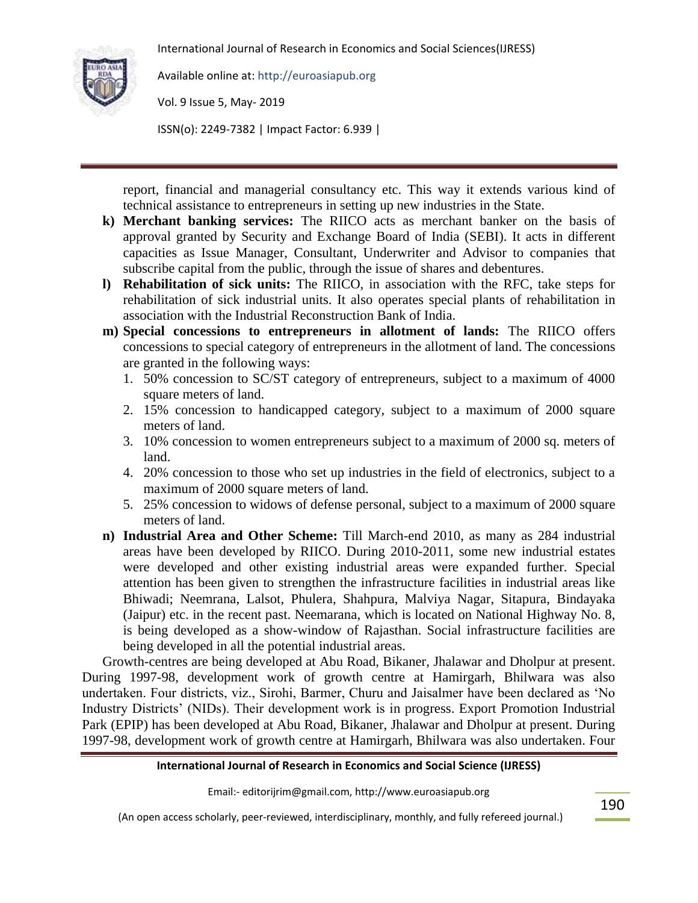report, financial and managerial consultancy etc. This way it extends various kind of technical assistance to entrepreneurs in setting up new industries in the State.

k) **Merchant banking services:** The RIICO acts as merchant banker on the basis of approval granted by Security and Exchange Board of India (SEBI). It acts in different capacities as Issue Manager, Consultant, Underwriter and Advisor to companies that subscribe capital from the public, through the issue of shares and debentures.

l) **Rehabilitation of sick units:** The RIICO, in association with the RFC, take steps for rehabilitation of sick industrial units. It also operates special plants of rehabilitation in association with the Industrial Reconstruction Bank of India.

m) **Special concessions to entrepreneurs in allotment of lands:** The RIICO offers concessions to special category of entrepreneurs in the allotment of land. The concessions are granted in the following ways:

   1. 50% concession to SC/ST category of entrepreneurs, subject to a maximum of 4000 square meters of land.
   2. 15% concession to handicapped category, subject to a maximum of 2000 square meters of land.
   3. 10% concession to women entrepreneurs subject to a maximum of 2000 sq. meters of land.
   4. 20% concession to those who set up industries in the field of electronics, subject to a maximum of 2000 square meters of land.
   5. 25% concession to widows of defense personal, subject to a maximum of 2000 square meters of land.

n) **Industrial Area and Other Scheme:** Till March-end 2010, as many as 284 industrial areas have been developed by RIICO. During 2010-2011, some new industrial estates were developed and other existing industrial areas were expanded further. Special attention has been given to strengthen the infrastructure facilities in industrial areas like Bhiwadi; Neemrana, Lalsot, Phulera, Shahpura, Malviya Nagar, Sitapura, Bindayaka (Jaipur) etc. in the recent past. Neemarana, which is located on National Highway No. 8, is being developed as a show-window of Rajasthan. Social infrastructure facilities are being developed in all the potential industrial areas.

Growth-centres are being developed at Abu Road, Bikaner, Jhalawar and Dholpur at present. During 1997-98, development work of growth centre at Hamirgarh, Bhilwara was also undertaken. Four districts, viz., Sirohi, Barmer, Churu and Jaisalmer have been declared as 'No Industry Districts' (NIDs). Their development work is in progress. Export Promotion Industrial Park (EPIP) has been developed at Abu Road, Bikaner, Jhalawar and Dholpur at present. During 1997-98, development work of growth centre at Hamirgarh, Bhilwara was also undertaken. Four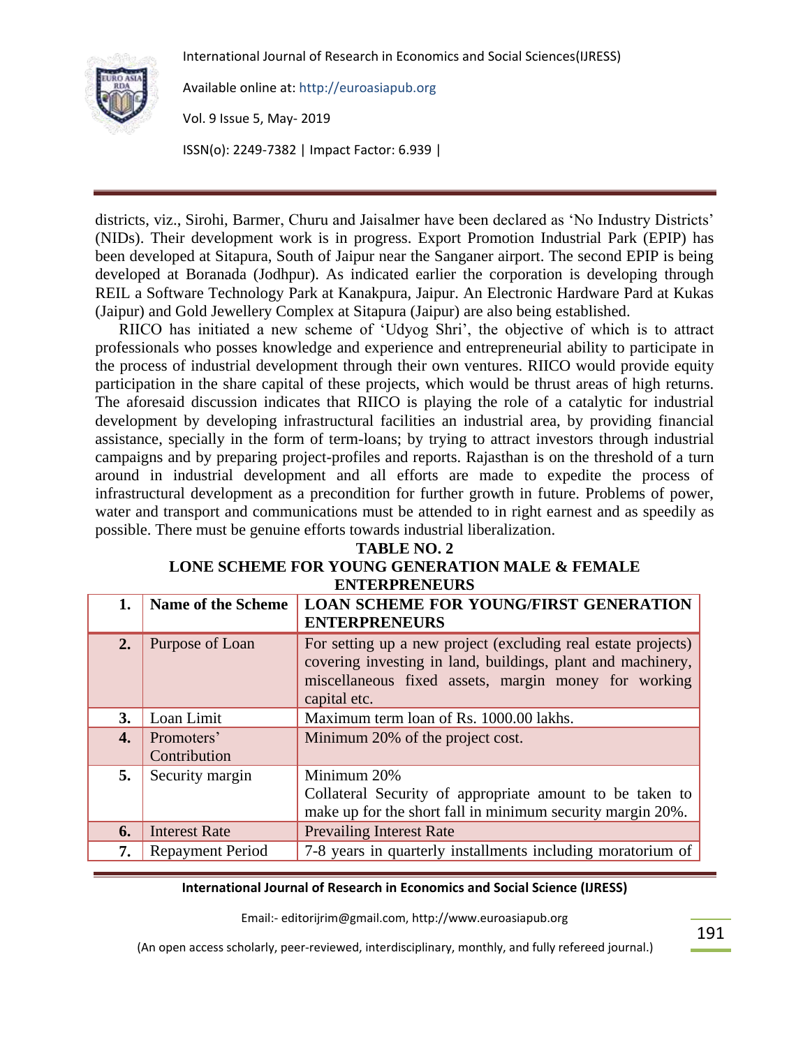districts, viz., Sirohi, Barmer, Churu and Jaisalmer have been declared as 'No Industry Districts' (NIDs). Their development work is in progress. Export Promotion Industrial Park (EPIP) has been developed at Sitapura, South of Jaipur near the Sanganer airport. The second EPIP is being developed at Boranada (Jodhpur). As indicated earlier the corporation is developing through REIL a Software Technology Park at Kanakpura, Jaipur. An Electronic Hardware Pard at Kukas (Jaipur) and Gold Jewellery Complex at Sitapura (Jaipur) are also being established.

RIICO has initiated a new scheme of 'Udyog Shri', the objective of which is to attract professionals who posses knowledge and experience and entrepreneurial ability to participate in the process of industrial development through their own ventures. RIICO would provide equity participation in the share capital of these projects, which would be thrust areas of high returns. The aforesaid discussion indicates that RIICO is playing the role of a catalytic for industrial development by developing infrastructural facilities an industrial area, by providing financial assistance, specially in the form of term-loans; by trying to attract investors through industrial campaigns and by preparing project-profiles and reports. Rajasthan is on the threshold of a turn around in industrial development and all efforts are made to expedite the process of infrastructural development as a precondition for further growth in future. Problems of power, water and transport and communications must be attended to in right earnest and as speedily as possible. There must be genuine efforts towards industrial liberalization.

**TABLE NO. 2**

**LONE SCHEME FOR YOUNG GENERATION MALE & FEMALE ENTERPRENEURS**

| **1.** | **Name of the Scheme** | **LOAN SCHEME FOR YOUNG/FIRST GENERATION ENTERPRENEURS** |
|---|---|---|
| **2.** | Purpose of Loan | For setting up a new project (excluding real estate projects) covering investing in land, buildings, plant and machinery, miscellaneous fixed assets, margin money for working capital etc. |
| **3.** | Loan Limit | Maximum term loan of Rs. 1000.00 lakhs. |
| **4.** | Promoters' Contribution | Minimum 20% of the project cost. |
| **5.** | Security margin | Minimum 20%<br>Collateral Security of appropriate amount to be taken to make up for the short fall in minimum security margin 20%. |
| **6.** | Interest Rate | Prevailing Interest Rate |
| **7.** | Repayment Period | 7-8 years in quarterly installments including moratorium of |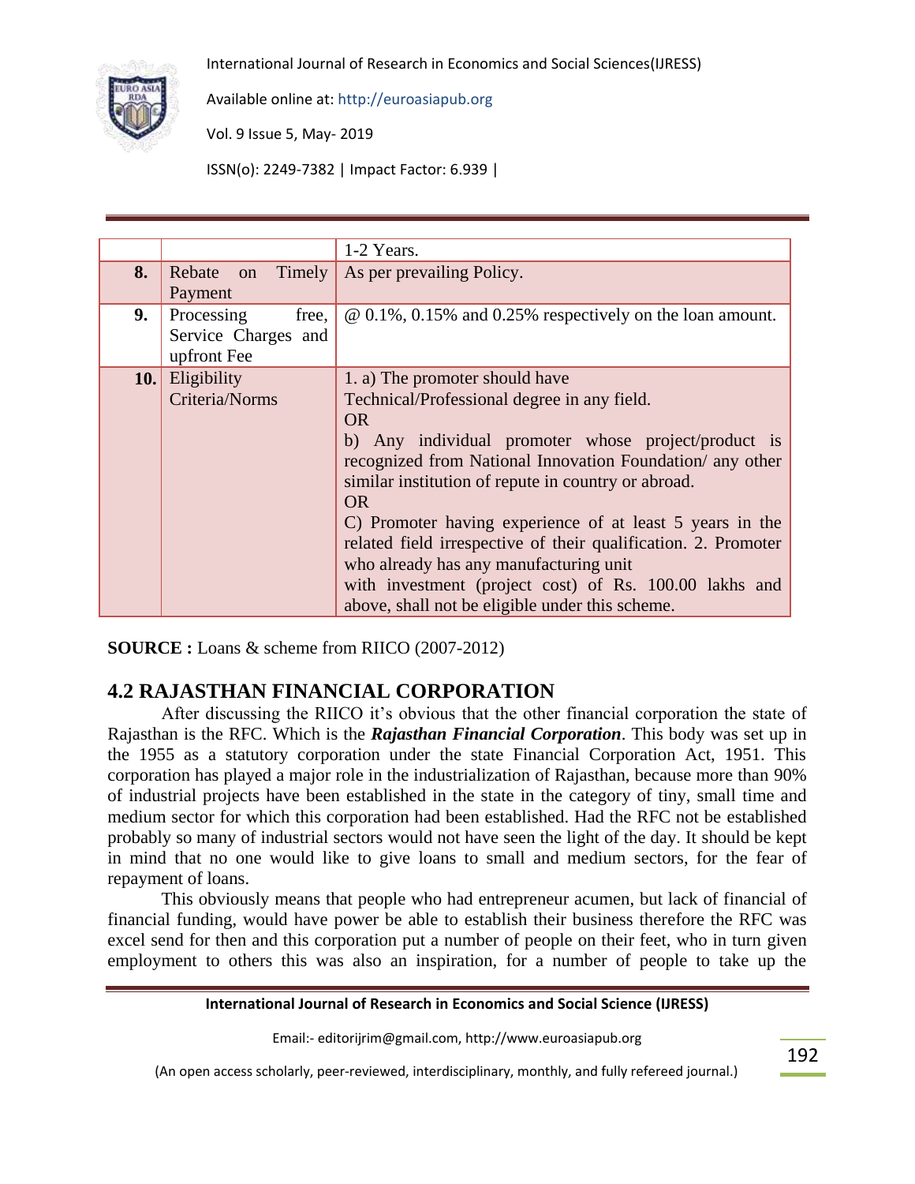|  |  | 1-2 Years. |
|---|---|---|
| **8.** | Rebate on Timely Payment | As per prevailing Policy. |
| **9.** | Processing free, Service Charges and upfront Fee | @ 0.1%, 0.15% and 0.25% respectively on the loan amount. |
| **10.** | Eligibility Criteria/Norms | 1. a) The promoter should have Technical/Professional degree in any field.<br>OR<br>b) Any individual promoter whose project/product is recognized from National Innovation Foundation/ any other similar institution of repute in country or abroad.<br>OR<br>C) Promoter having experience of at least 5 years in the related field irrespective of their qualification. 2. Promoter who already has any manufacturing unit with investment (project cost) of Rs. 100.00 lakhs and above, shall not be eligible under this scheme. |

**SOURCE :** Loans & scheme from RIICO (2007-2012)

## 4.2 RAJASTHAN FINANCIAL CORPORATION

After discussing the RIICO it's obvious that the other financial corporation the state of Rajasthan is the RFC. Which is the ***Rajasthan Financial Corporation***. This body was set up in the 1955 as a statutory corporation under the state Financial Corporation Act, 1951. This corporation has played a major role in the industrialization of Rajasthan, because more than 90% of industrial projects have been established in the state in the category of tiny, small time and medium sector for which this corporation had been established. Had the RFC not be established probably so many of industrial sectors would not have seen the light of the day. It should be kept in mind that no one would like to give loans to small and medium sectors, for the fear of repayment of loans.

This obviously means that people who had entrepreneur acumen, but lack of financial of financial funding, would have power be able to establish their business therefore the RFC was excel send for then and this corporation put a number of people on their feet, who in turn given employment to others this was also an inspiration, for a number of people to take up the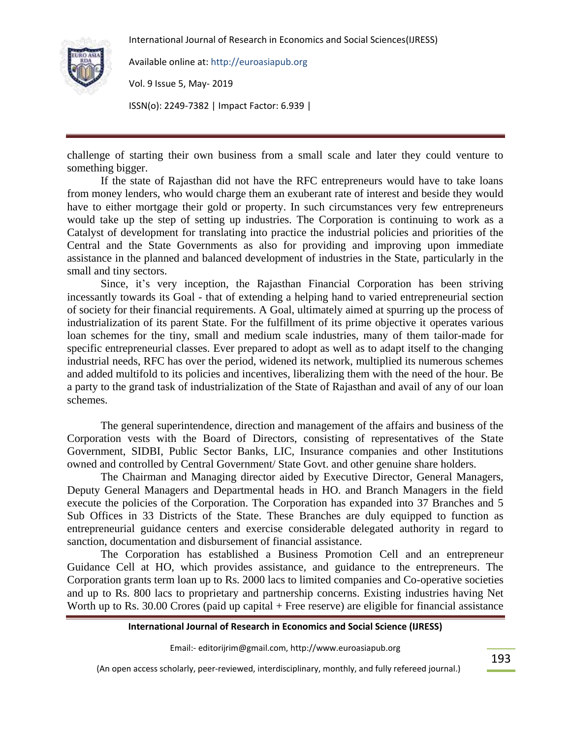challenge of starting their own business from a small scale and later they could venture to something bigger.

If the state of Rajasthan did not have the RFC entrepreneurs would have to take loans from money lenders, who would charge them an exuberant rate of interest and beside they would have to either mortgage their gold or property. In such circumstances very few entrepreneurs would take up the step of setting up industries. The Corporation is continuing to work as a Catalyst of development for translating into practice the industrial policies and priorities of the Central and the State Governments as also for providing and improving upon immediate assistance in the planned and balanced development of industries in the State, particularly in the small and tiny sectors.

Since, it's very inception, the Rajasthan Financial Corporation has been striving incessantly towards its Goal - that of extending a helping hand to varied entrepreneurial section of society for their financial requirements. A Goal, ultimately aimed at spurring up the process of industrialization of its parent State. For the fulfillment of its prime objective it operates various loan schemes for the tiny, small and medium scale industries, many of them tailor-made for specific entrepreneurial classes. Ever prepared to adopt as well as to adapt itself to the changing industrial needs, RFC has over the period, widened its network, multiplied its numerous schemes and added multifold to its policies and incentives, liberalizing them with the need of the hour. Be a party to the grand task of industrialization of the State of Rajasthan and avail of any of our loan schemes.

The general superintendence, direction and management of the affairs and business of the Corporation vests with the Board of Directors, consisting of representatives of the State Government, SIDBI, Public Sector Banks, LIC, Insurance companies and other Institutions owned and controlled by Central Government/ State Govt. and other genuine share holders.

The Chairman and Managing director aided by Executive Director, General Managers, Deputy General Managers and Departmental heads in HO. and Branch Managers in the field execute the policies of the Corporation. The Corporation has expanded into 37 Branches and 5 Sub Offices in 33 Districts of the State. These Branches are duly equipped to function as entrepreneurial guidance centers and exercise considerable delegated authority in regard to sanction, documentation and disbursement of financial assistance.

The Corporation has established a Business Promotion Cell and an entrepreneur Guidance Cell at HO, which provides assistance, and guidance to the entrepreneurs. The Corporation grants term loan up to Rs. 2000 lacs to limited companies and Co-operative societies and up to Rs. 800 lacs to proprietary and partnership concerns. Existing industries having Net Worth up to Rs. 30.00 Crores (paid up capital + Free reserve) are eligible for financial assistance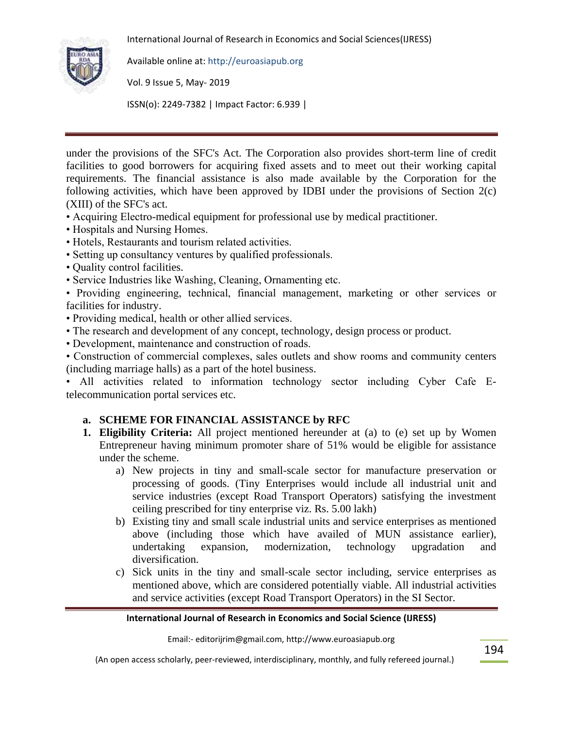under the provisions of the SFC's Act. The Corporation also provides short-term line of credit facilities to good borrowers for acquiring fixed assets and to meet out their working capital requirements. The financial assistance is also made available by the Corporation for the following activities, which have been approved by IDBI under the provisions of Section 2(c) (XIII) of the SFC's act.

- Acquiring Electro-medical equipment for professional use by medical practitioner.
- Hospitals and Nursing Homes.
- Hotels, Restaurants and tourism related activities.
- Setting up consultancy ventures by qualified professionals.
- Quality control facilities.
- Service Industries like Washing, Cleaning, Ornamenting etc.
- Providing engineering, technical, financial management, marketing or other services or facilities for industry.
- Providing medical, health or other allied services.
- The research and development of any concept, technology, design process or product.
- Development, maintenance and construction of roads.
- Construction of commercial complexes, sales outlets and show rooms and community centers (including marriage halls) as a part of the hotel business.
- All activities related to information technology sector including Cyber Cafe E-telecommunication portal services etc.

**a. SCHEME FOR FINANCIAL ASSISTANCE by RFC**

1. **Eligibility Criteria:** All project mentioned hereunder at (a) to (e) set up by Women Entrepreneur having minimum promoter share of 51% would be eligible for assistance under the scheme.
    a) New projects in tiny and small-scale sector for manufacture preservation or processing of goods. (Tiny Enterprises would include all industrial unit and service industries (except Road Transport Operators) satisfying the investment ceiling prescribed for tiny enterprise viz. Rs. 5.00 lakh)
    b) Existing tiny and small scale industrial units and service enterprises as mentioned above (including those which have availed of MUN assistance earlier), undertaking expansion, modernization, technology upgradation and diversification.
    c) Sick units in the tiny and small-scale sector including, service enterprises as mentioned above, which are considered potentially viable. All industrial activities and service activities (except Road Transport Operators) in the SI Sector.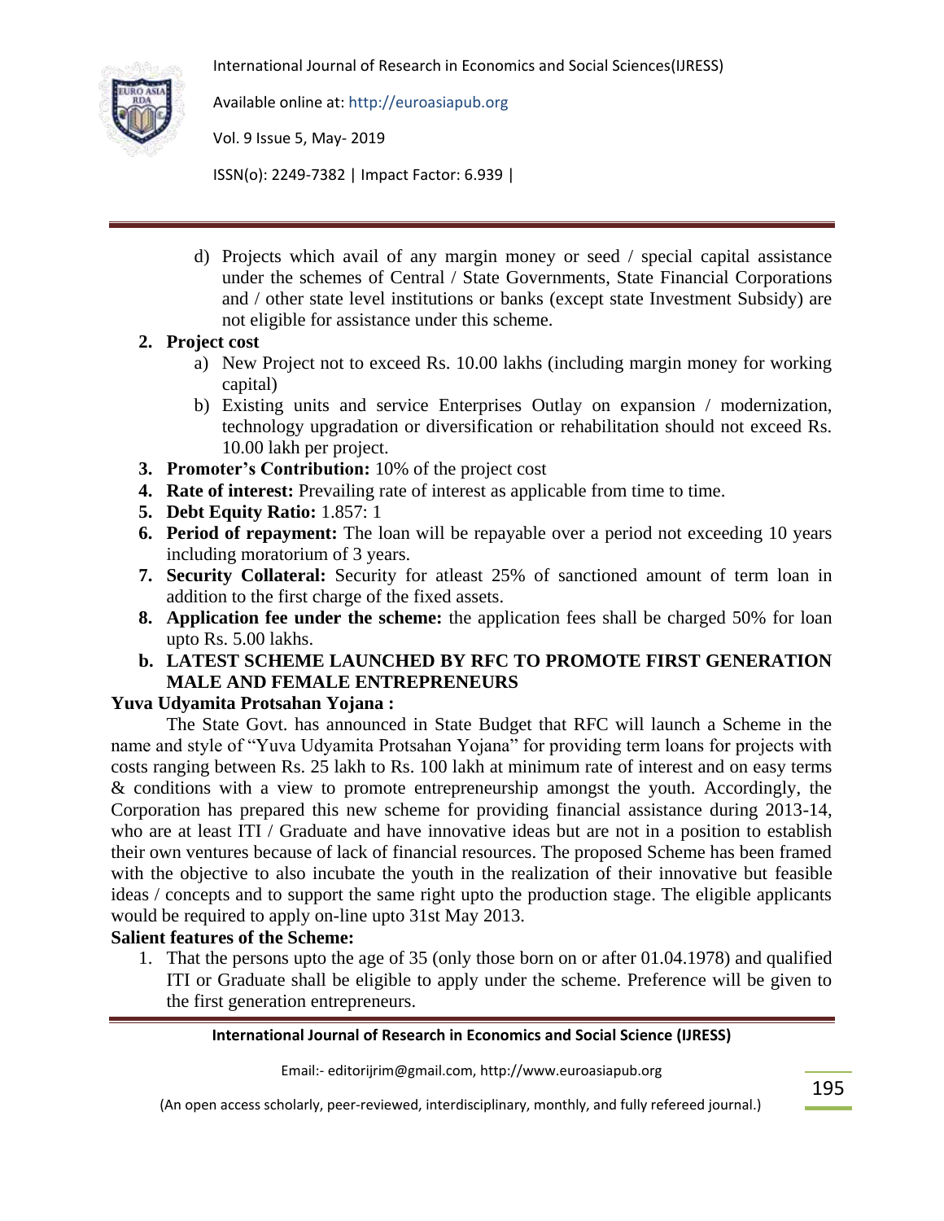d) Projects which avail of any margin money or seed / special capital assistance under the schemes of Central / State Governments, State Financial Corporations and / other state level institutions or banks (except state Investment Subsidy) are not eligible for assistance under this scheme.

2. **Project cost**
   a) New Project not to exceed Rs. 10.00 lakhs (including margin money for working capital)
   b) Existing units and service Enterprises Outlay on expansion / modernization, technology upgradation or diversification or rehabilitation should not exceed Rs. 10.00 lakh per project.
3. **Promoter's Contribution:** 10% of the project cost
4. **Rate of interest:** Prevailing rate of interest as applicable from time to time.
5. **Debt Equity Ratio:** 1.857: 1
6. **Period of repayment:** The loan will be repayable over a period not exceeding 10 years including moratorium of 3 years.
7. **Security Collateral:** Security for atleast 25% of sanctioned amount of term loan in addition to the first charge of the fixed assets.
8. **Application fee under the scheme:** the application fees shall be charged 50% for loan upto Rs. 5.00 lakhs.

**b. LATEST SCHEME LAUNCHED BY RFC TO PROMOTE FIRST GENERATION MALE AND FEMALE ENTREPRENEURS**

**Yuva Udyamita Protsahan Yojana :**

The State Govt. has announced in State Budget that RFC will launch a Scheme in the name and style of "Yuva Udyamita Protsahan Yojana" for providing term loans for projects with costs ranging between Rs. 25 lakh to Rs. 100 lakh at minimum rate of interest and on easy terms & conditions with a view to promote entrepreneurship amongst the youth. Accordingly, the Corporation has prepared this new scheme for providing financial assistance during 2013-14, who are at least ITI / Graduate and have innovative ideas but are not in a position to establish their own ventures because of lack of financial resources. The proposed Scheme has been framed with the objective to also incubate the youth in the realization of their innovative but feasible ideas / concepts and to support the same right upto the production stage. The eligible applicants would be required to apply on-line upto 31st May 2013.

**Salient features of the Scheme:**

1. That the persons upto the age of 35 (only those born on or after 01.04.1978) and qualified ITI or Graduate shall be eligible to apply under the scheme. Preference will be given to the first generation entrepreneurs.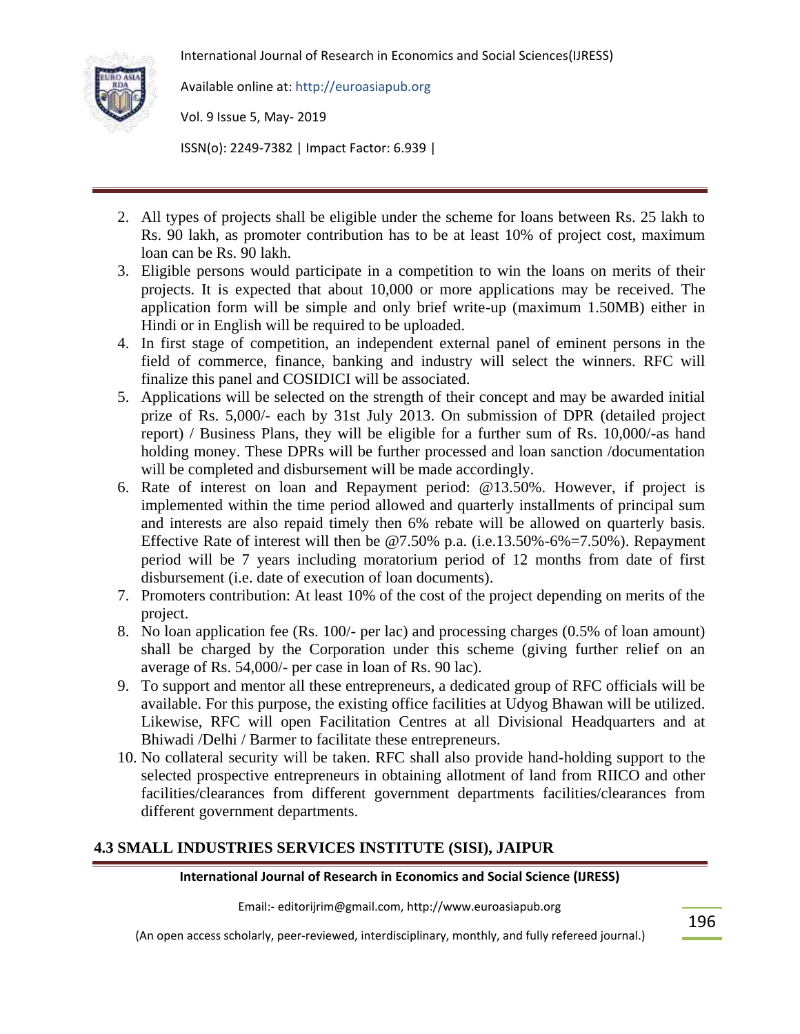2. All types of projects shall be eligible under the scheme for loans between Rs. 25 lakh to Rs. 90 lakh, as promoter contribution has to be at least 10% of project cost, maximum loan can be Rs. 90 lakh.
3. Eligible persons would participate in a competition to win the loans on merits of their projects. It is expected that about 10,000 or more applications may be received. The application form will be simple and only brief write-up (maximum 1.50MB) either in Hindi or in English will be required to be uploaded.
4. In first stage of competition, an independent external panel of eminent persons in the field of commerce, finance, banking and industry will select the winners. RFC will finalize this panel and COSIDICI will be associated.
5. Applications will be selected on the strength of their concept and may be awarded initial prize of Rs. 5,000/- each by 31st July 2013. On submission of DPR (detailed project report) / Business Plans, they will be eligible for a further sum of Rs. 10,000/-as hand holding money. These DPRs will be further processed and loan sanction /documentation will be completed and disbursement will be made accordingly.
6. Rate of interest on loan and Repayment period: @13.50%. However, if project is implemented within the time period allowed and quarterly installments of principal sum and interests are also repaid timely then 6% rebate will be allowed on quarterly basis. Effective Rate of interest will then be @7.50% p.a. (i.e.13.50%-6%=7.50%). Repayment period will be 7 years including moratorium period of 12 months from date of first disbursement (i.e. date of execution of loan documents).
7. Promoters contribution: At least 10% of the cost of the project depending on merits of the project.
8. No loan application fee (Rs. 100/- per lac) and processing charges (0.5% of loan amount) shall be charged by the Corporation under this scheme (giving further relief on an average of Rs. 54,000/- per case in loan of Rs. 90 lac).
9. To support and mentor all these entrepreneurs, a dedicated group of RFC officials will be available. For this purpose, the existing office facilities at Udyog Bhawan will be utilized. Likewise, RFC will open Facilitation Centres at all Divisional Headquarters and at Bhiwadi /Delhi / Barmer to facilitate these entrepreneurs.
10. No collateral security will be taken. RFC shall also provide hand-holding support to the selected prospective entrepreneurs in obtaining allotment of land from RIICO and other facilities/clearances from different government departments facilities/clearances from different government departments.

## 4.3 SMALL INDUSTRIES SERVICES INSTITUTE (SISI), JAIPUR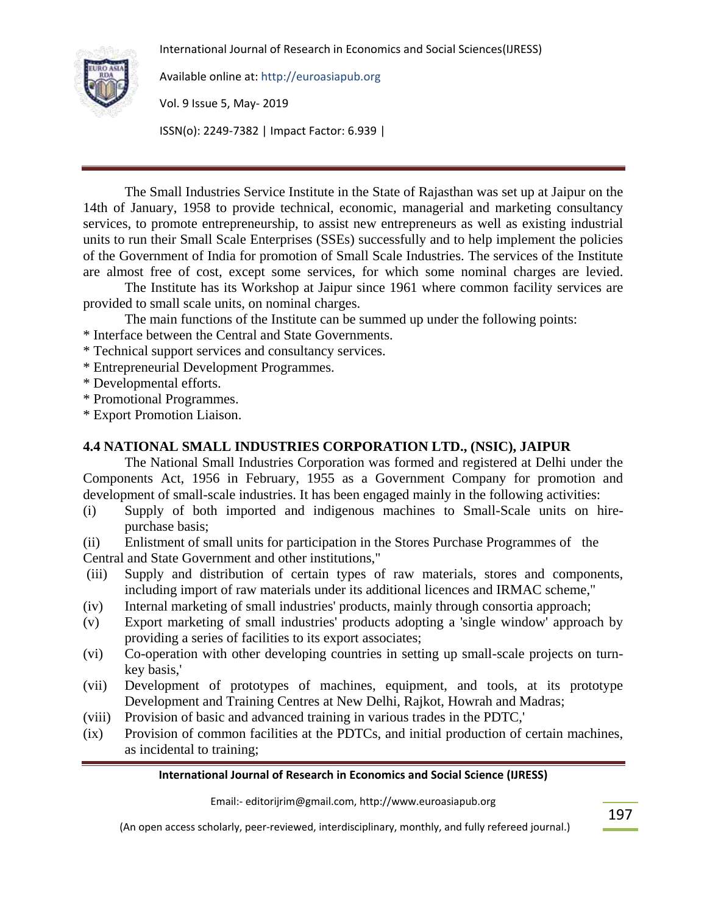The Small Industries Service Institute in the State of Rajasthan was set up at Jaipur on the 14th of January, 1958 to provide technical, economic, managerial and marketing consultancy services, to promote entrepreneurship, to assist new entrepreneurs as well as existing industrial units to run their Small Scale Enterprises (SSEs) successfully and to help implement the policies of the Government of India for promotion of Small Scale Industries. The services of the Institute are almost free of cost, except some services, for which some nominal charges are levied.

The Institute has its Workshop at Jaipur since 1961 where common facility services are provided to small scale units, on nominal charges.

The main functions of the Institute can be summed up under the following points:

* Interface between the Central and State Governments.
* Technical support services and consultancy services.
* Entrepreneurial Development Programmes.
* Developmental efforts.
* Promotional Programmes.
* Export Promotion Liaison.

### 4.4 NATIONAL SMALL INDUSTRIES CORPORATION LTD., (NSIC), JAIPUR

The National Small Industries Corporation was formed and registered at Delhi under the Components Act, 1956 in February, 1955 as a Government Company for promotion and development of small-scale industries. It has been engaged mainly in the following activities:

(i) Supply of both imported and indigenous machines to Small-Scale units on hire-purchase basis;

(ii) Enlistment of small units for participation in the Stores Purchase Programmes of the Central and State Government and other institutions,"

(iii) Supply and distribution of certain types of raw materials, stores and components, including import of raw materials under its additional licences and IRMAC scheme,"

(iv) Internal marketing of small industries' products, mainly through consortia approach;

(v) Export marketing of small industries' products adopting a 'single window' approach by providing a series of facilities to its export associates;

(vi) Co-operation with other developing countries in setting up small-scale projects on turn-key basis,'

(vii) Development of prototypes of machines, equipment, and tools, at its prototype Development and Training Centres at New Delhi, Rajkot, Howrah and Madras;

(viii) Provision of basic and advanced training in various trades in the PDTC,'

(ix) Provision of common facilities at the PDTCs, and initial production of certain machines, as incidental to training;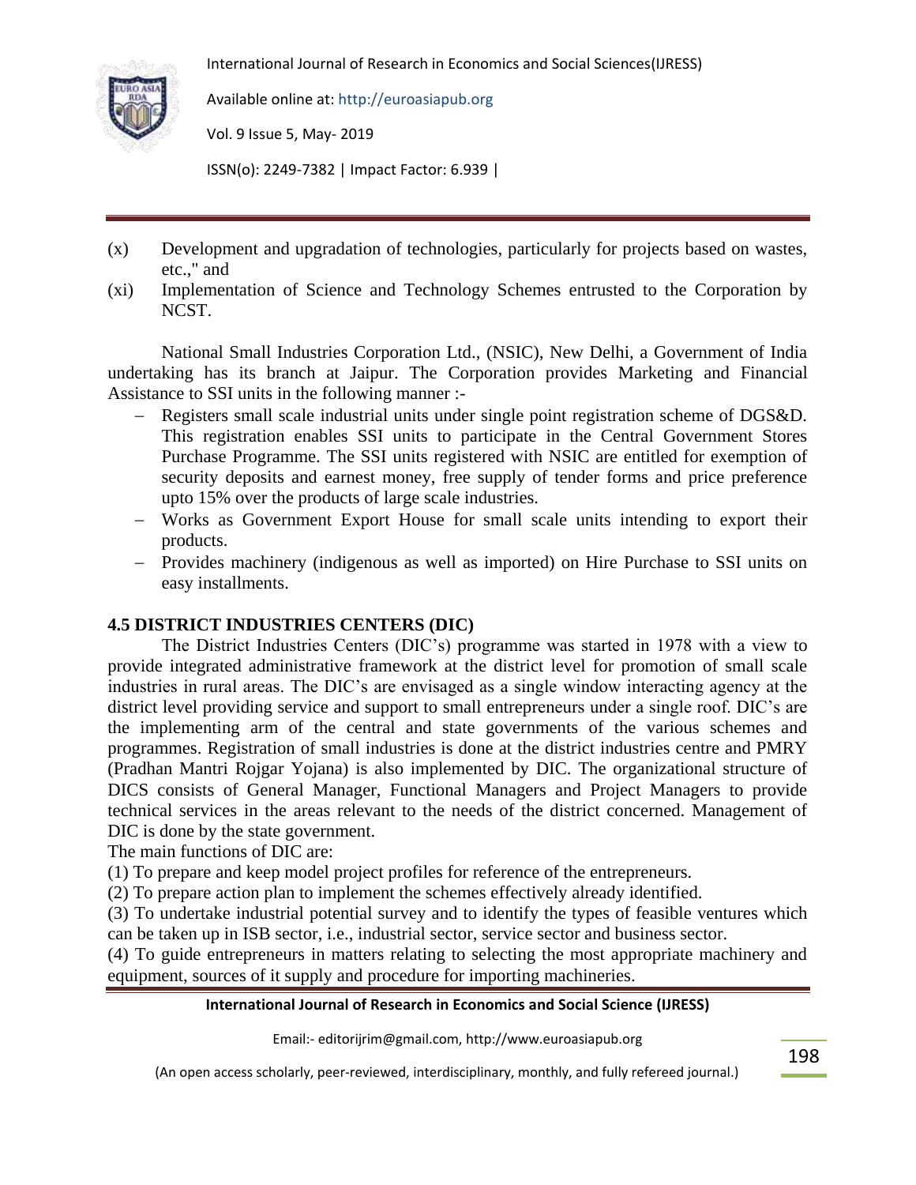(x) Development and upgradation of technologies, particularly for projects based on wastes, etc.," and

(xi) Implementation of Science and Technology Schemes entrusted to the Corporation by NCST.

National Small Industries Corporation Ltd., (NSIC), New Delhi, a Government of India undertaking has its branch at Jaipur. The Corporation provides Marketing and Financial Assistance to SSI units in the following manner :-

- Registers small scale industrial units under single point registration scheme of DGS&D. This registration enables SSI units to participate in the Central Government Stores Purchase Programme. The SSI units registered with NSIC are entitled for exemption of security deposits and earnest money, free supply of tender forms and price preference upto 15% over the products of large scale industries.
- Works as Government Export House for small scale units intending to export their products.
- Provides machinery (indigenous as well as imported) on Hire Purchase to SSI units on easy installments.

## 4.5 DISTRICT INDUSTRIES CENTERS (DIC)

The District Industries Centers (DIC's) programme was started in 1978 with a view to provide integrated administrative framework at the district level for promotion of small scale industries in rural areas. The DIC's are envisaged as a single window interacting agency at the district level providing service and support to small entrepreneurs under a single roof. DIC's are the implementing arm of the central and state governments of the various schemes and programmes. Registration of small industries is done at the district industries centre and PMRY (Pradhan Mantri Rojgar Yojana) is also implemented by DIC. The organizational structure of DICS consists of General Manager, Functional Managers and Project Managers to provide technical services in the areas relevant to the needs of the district concerned. Management of DIC is done by the state government.

The main functions of DIC are:

(1) To prepare and keep model project profiles for reference of the entrepreneurs.

(2) To prepare action plan to implement the schemes effectively already identified.

(3) To undertake industrial potential survey and to identify the types of feasible ventures which can be taken up in ISB sector, i.e., industrial sector, service sector and business sector.

(4) To guide entrepreneurs in matters relating to selecting the most appropriate machinery and equipment, sources of it supply and procedure for importing machineries.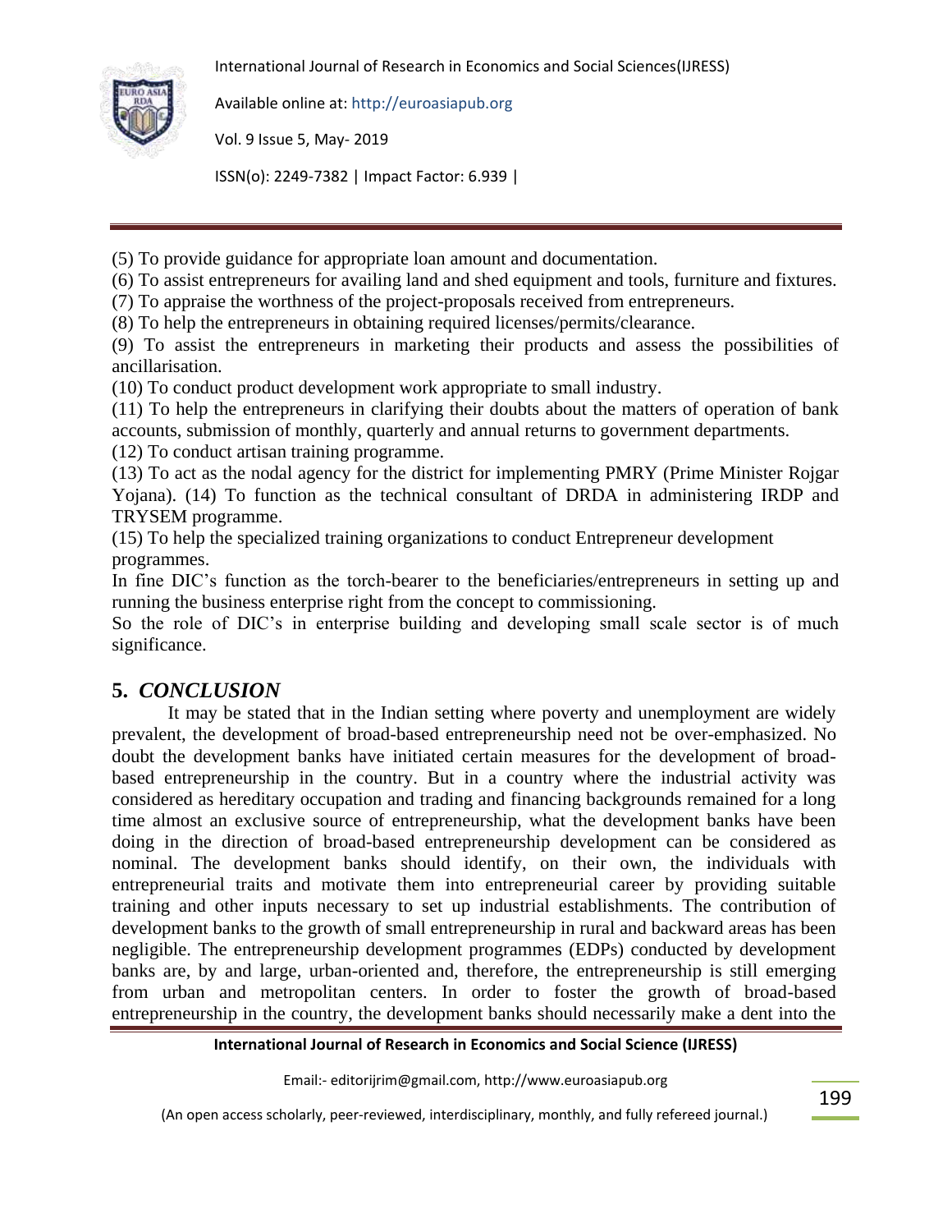(5) To provide guidance for appropriate loan amount and documentation.

(6) To assist entrepreneurs for availing land and shed equipment and tools, furniture and fixtures.

(7) To appraise the worthness of the project-proposals received from entrepreneurs.

(8) To help the entrepreneurs in obtaining required licenses/permits/clearance.

(9) To assist the entrepreneurs in marketing their products and assess the possibilities of ancillarisation.

(10) To conduct product development work appropriate to small industry.

(11) To help the entrepreneurs in clarifying their doubts about the matters of operation of bank accounts, submission of monthly, quarterly and annual returns to government departments.

(12) To conduct artisan training programme.

(13) To act as the nodal agency for the district for implementing PMRY (Prime Minister Rojgar Yojana). (14) To function as the technical consultant of DRDA in administering IRDP and TRYSEM programme.

(15) To help the specialized training organizations to conduct Entrepreneur development programmes.

In fine DIC's function as the torch-bearer to the beneficiaries/entrepreneurs in setting up and running the business enterprise right from the concept to commissioning.

So the role of DIC's in enterprise building and developing small scale sector is of much significance.

## 5. *CONCLUSION*

It may be stated that in the Indian setting where poverty and unemployment are widely prevalent, the development of broad-based entrepreneurship need not be over-emphasized. No doubt the development banks have initiated certain measures for the development of broad-based entrepreneurship in the country. But in a country where the industrial activity was considered as hereditary occupation and trading and financing backgrounds remained for a long time almost an exclusive source of entrepreneurship, what the development banks have been doing in the direction of broad-based entrepreneurship development can be considered as nominal. The development banks should identify, on their own, the individuals with entrepreneurial traits and motivate them into entrepreneurial career by providing suitable training and other inputs necessary to set up industrial establishments. The contribution of development banks to the growth of small entrepreneurship in rural and backward areas has been negligible. The entrepreneurship development programmes (EDPs) conducted by development banks are, by and large, urban-oriented and, therefore, the entrepreneurship is still emerging from urban and metropolitan centers. In order to foster the growth of broad-based entrepreneurship in the country, the development banks should necessarily make a dent into the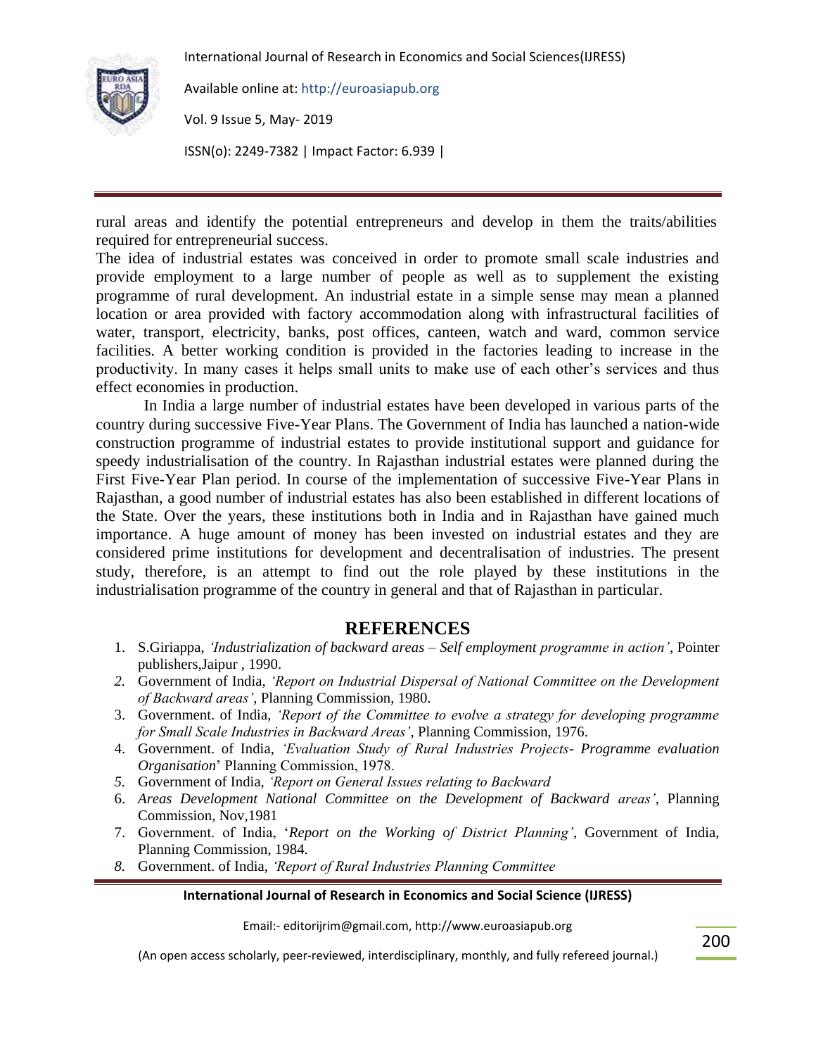rural areas and identify the potential entrepreneurs and develop in them the traits/abilities required for entrepreneurial success.

The idea of industrial estates was conceived in order to promote small scale industries and provide employment to a large number of people as well as to supplement the existing programme of rural development. An industrial estate in a simple sense may mean a planned location or area provided with factory accommodation along with infrastructural facilities of water, transport, electricity, banks, post offices, canteen, watch and ward, common service facilities. A better working condition is provided in the factories leading to increase in the productivity. In many cases it helps small units to make use of each other's services and thus effect economies in production.

In India a large number of industrial estates have been developed in various parts of the country during successive Five-Year Plans. The Government of India has launched a nation-wide construction programme of industrial estates to provide institutional support and guidance for speedy industrialisation of the country. In Rajasthan industrial estates were planned during the First Five-Year Plan period. In course of the implementation of successive Five-Year Plans in Rajasthan, a good number of industrial estates has also been established in different locations of the State. Over the years, these institutions both in India and in Rajasthan have gained much importance. A huge amount of money has been invested on industrial estates and they are considered prime institutions for development and decentralisation of industries. The present study, therefore, is an attempt to find out the role played by these institutions in the industrialisation programme of the country in general and that of Rajasthan in particular.

## REFERENCES

1. S.Giriappa, *'Industrialization of backward areas – Self employment programme in action'*, Pointer publishers,Jaipur , 1990.
2. Government of India, *'Report on Industrial Dispersal of National Committee on the Development of Backward areas'*, Planning Commission, 1980.
3. Government. of India, *'Report of the Committee to evolve a strategy for developing programme for Small Scale Industries in Backward Areas'*, Planning Commission, 1976.
4. Government. of India, *'Evaluation Study of Rural Industries Projects- Programme evaluation Organisation*' Planning Commission, 1978.
5. Government of India, *'Report on General Issues relating to Backward*
6. *Areas Development National Committee on the Development of Backward areas'*, Planning Commission, Nov,1981
7. Government. of India, '*Report on the Working of District Planning'*, Government of India, Planning Commission, 1984.
8. Government. of India, *'Report of Rural Industries Planning Committee*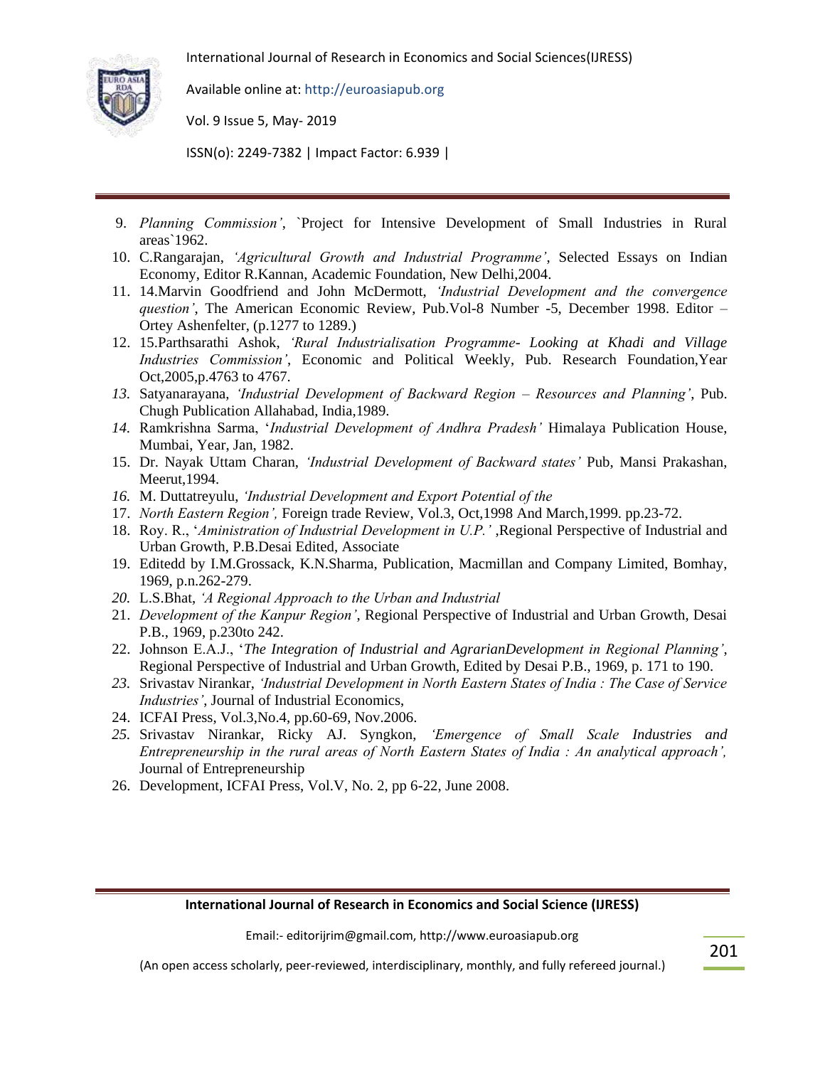9. *Planning Commission'*, `Project for Intensive Development of Small Industries in Rural areas`1962.
10. C.Rangarajan, *'Agricultural Growth and Industrial Programme'*, Selected Essays on Indian Economy, Editor R.Kannan, Academic Foundation, New Delhi,2004.
11. 14.Marvin Goodfriend and John McDermott, *'Industrial Development and the convergence question'*, The American Economic Review, Pub.Vol-8 Number -5, December 1998. Editor – Ortey Ashenfelter, (p.1277 to 1289.)
12. 15.Parthsarathi Ashok, *'Rural Industrialisation Programme- Looking at Khadi and Village Industries Commission'*, Economic and Political Weekly, Pub. Research Foundation,Year Oct,2005,p.4763 to 4767.
13. Satyanarayana, *'Industrial Development of Backward Region – Resources and Planning'*, Pub. Chugh Publication Allahabad, India,1989.
14. Ramkrishna Sarma, '*Industrial Development of Andhra Pradesh'* Himalaya Publication House, Mumbai, Year, Jan, 1982.
15. Dr. Nayak Uttam Charan, *'Industrial Development of Backward states'* Pub, Mansi Prakashan, Meerut,1994.
16. M. Duttatreyulu, *'Industrial Development and Export Potential of the*
17. *North Eastern Region',* Foreign trade Review, Vol.3, Oct,1998 And March,1999. pp.23-72.
18. Roy. R., '*Aministration of Industrial Development in U.P.'* ,Regional Perspective of Industrial and Urban Growth, P.B.Desai Edited, Associate
19. Editedd by I.M.Grossack, K.N.Sharma, Publication, Macmillan and Company Limited, Bomhay, 1969, p.n.262-279.
20. L.S.Bhat, *'A Regional Approach to the Urban and Industrial*
21. *Development of the Kanpur Region'*, Regional Perspective of Industrial and Urban Growth, Desai P.B., 1969, p.230to 242.
22. Johnson E.A.J., '*The Integration of Industrial and AgrarianDevelopment in Regional Planning'*, Regional Perspective of Industrial and Urban Growth, Edited by Desai P.B., 1969, p. 171 to 190.
23. Srivastav Nirankar, *'Industrial Development in North Eastern States of India : The Case of Service Industries'*, Journal of Industrial Economics,
24. ICFAI Press, Vol.3,No.4, pp.60-69, Nov.2006.
25. Srivastav Nirankar, Ricky AJ. Syngkon, *'Emergence of Small Scale Industries and Entrepreneurship in the rural areas of North Eastern States of India : An analytical approach',* Journal of Entrepreneurship
26. Development, ICFAI Press, Vol.V, No. 2, pp 6-22, June 2008.